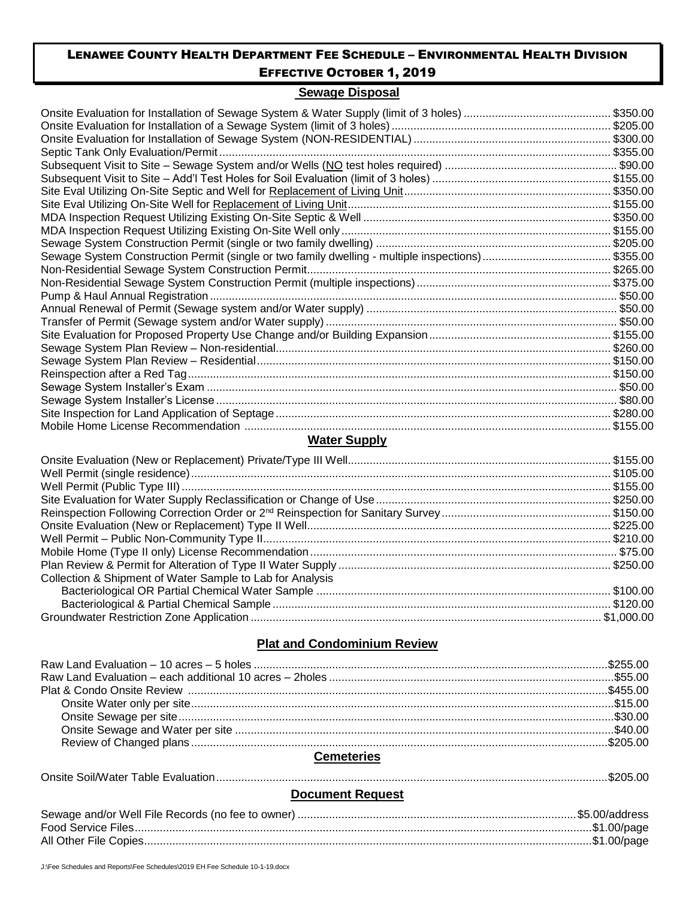# LENAWEE COUNTY HEALTH DEPARTMENT FEE SCHEDULE – ENVIRONMENTAL HEALTH DIVISION

## EFFECTIVE OCTOBER 1, 2019

### Sewage Disposal

| Service | Fee |
|---|---|
| Onsite Evaluation for Installation of Sewage System & Water Supply (limit of 3 holes) | $350.00 |
| Onsite Evaluation for Installation of a Sewage System (limit of 3 holes) | $205.00 |
| Onsite Evaluation for Installation of Sewage System (NON-RESIDENTIAL) | $300.00 |
| Septic Tank Only Evaluation/Permit | $355.00 |
| Subsequent Visit to Site – Sewage System and/or Wells (NO test holes required) | $90.00 |
| Subsequent Visit to Site – Add'l Test Holes for Soil Evaluation (limit of 3 holes) | $155.00 |
| Site Eval Utilizing On-Site Septic and Well for Replacement of Living Unit | $350.00 |
| Site Eval Utilizing On-Site Well for Replacement of Living Unit | $155.00 |
| MDA Inspection Request Utilizing Existing On-Site Septic & Well | $350.00 |
| MDA Inspection Request Utilizing Existing On-Site Well only | $155.00 |
| Sewage System Construction Permit (single or two family dwelling) | $205.00 |
| Sewage System Construction Permit (single or two family dwelling - multiple inspections) | $355.00 |
| Non-Residential Sewage System Construction Permit | $265.00 |
| Non-Residential Sewage System Construction Permit (multiple inspections) | $375.00 |
| Pump & Haul Annual Registration | $50.00 |
| Annual Renewal of Permit (Sewage system and/or Water supply) | $50.00 |
| Transfer of Permit (Sewage system and/or Water supply) | $50.00 |
| Site Evaluation for Proposed Property Use Change and/or Building Expansion | $155.00 |
| Sewage System Plan Review – Non-residential | $260.00 |
| Sewage System Plan Review – Residential | $150.00 |
| Reinspection after a Red Tag | $150.00 |
| Sewage System Installer's Exam | $50.00 |
| Sewage System Installer's License | $80.00 |
| Site Inspection for Land Application of Septage | $280.00 |
| Mobile Home License Recommendation | $155.00 |

### Water Supply

| Service | Fee |
|---|---|
| Onsite Evaluation (New or Replacement) Private/Type III Well | $155.00 |
| Well Permit (single residence) | $105.00 |
| Well Permit (Public Type III) | $155.00 |
| Site Evaluation for Water Supply Reclassification or Change of Use | $250.00 |
| Reinspection Following Correction Order or 2nd Reinspection for Sanitary Survey | $150.00 |
| Onsite Evaluation (New or Replacement) Type II Well | $225.00 |
| Well Permit – Public Non-Community Type II | $210.00 |
| Mobile Home (Type II only) License Recommendation | $75.00 |
| Plan Review & Permit for Alteration of Type II Water Supply | $250.00 |
| Collection & Shipment of Water Sample to Lab for Analysis | |
| Bacteriological OR Partial Chemical Water Sample | $100.00 |
| Bacteriological & Partial Chemical Sample | $120.00 |
| Groundwater Restriction Zone Application | $1,000.00 |

### Plat and Condominium Review

| Service | Fee |
|---|---|
| Raw Land Evaluation – 10 acres – 5 holes | $255.00 |
| Raw Land Evaluation – each additional 10 acres – 2holes | $55.00 |
| Plat & Condo Onsite Review | $455.00 |
| Onsite Water only per site | $15.00 |
| Onsite Sewage per site | $30.00 |
| Onsite Sewage and Water per site | $40.00 |
| Review of Changed plans | $205.00 |

### Cemeteries

| Service | Fee |
|---|---|
| Onsite Soil/Water Table Evaluation | $205.00 |

### Document Request

| Service | Fee |
|---|---|
| Sewage and/or Well File Records (no fee to owner) | $5.00/address |
| Food Service Files | $1.00/page |
| All Other File Copies | $1.00/page |

J:\Fee Schedules and Reports\Fee Schedules\2019 EH Fee Schedule 10-1-19.docx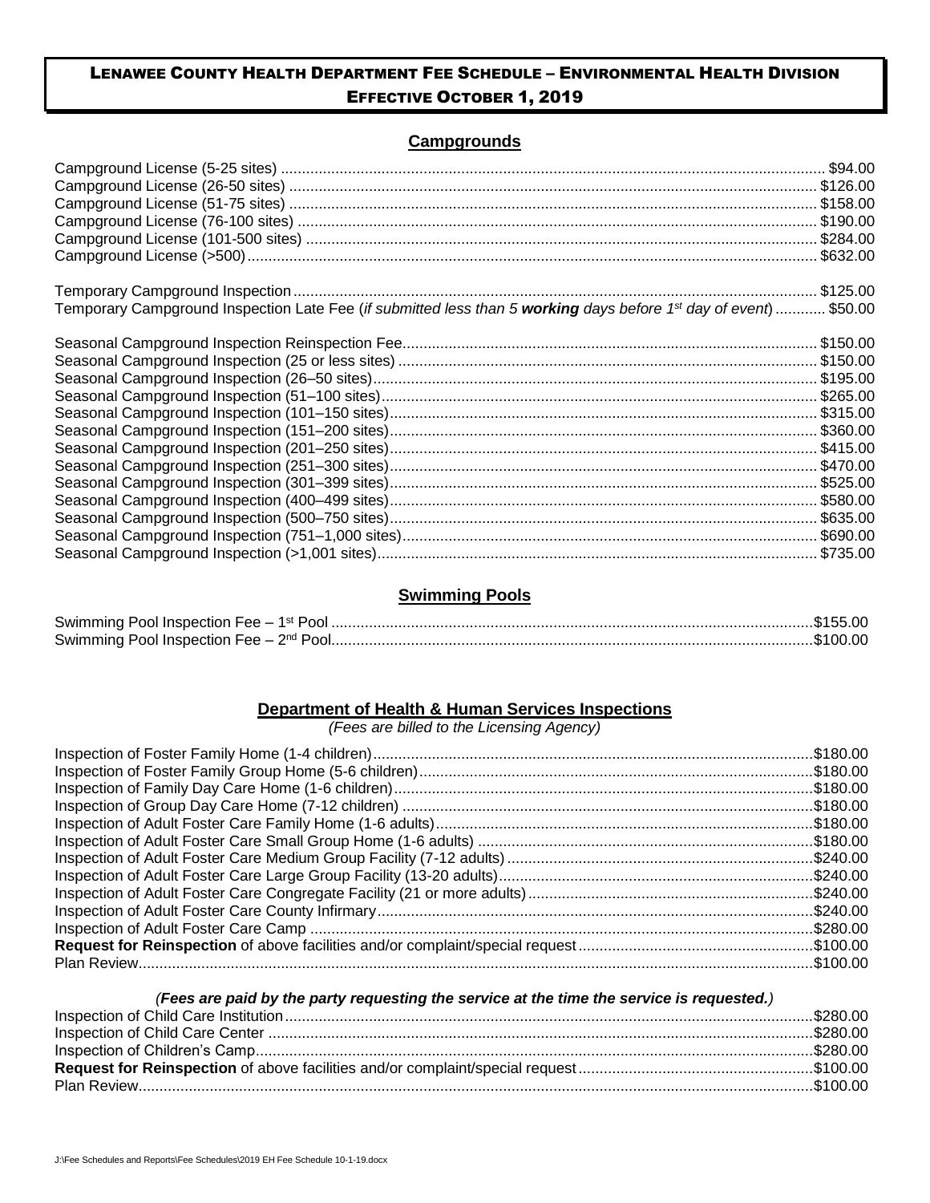# LENAWEE COUNTY HEALTH DEPARTMENT FEE SCHEDULE – ENVIRONMENTAL HEALTH DIVISION
## EFFECTIVE OCTOBER 1, 2019

### Campgrounds

| Service | Fee |
|---|---|
| Campground License (5-25 sites) | $94.00 |
| Campground License (26-50 sites) | $126.00 |
| Campground License (51-75 sites) | $158.00 |
| Campground License (76-100 sites) | $190.00 |
| Campground License (101-500 sites) | $284.00 |
| Campground License (>500) | $632.00 |

| Service | Fee |
|---|---|
| Temporary Campground Inspection | $125.00 |
| Temporary Campground Inspection Late Fee (*if submitted less than 5* ***working*** *days before 1st day of event*) | $50.00 |

| Service | Fee |
|---|---|
| Seasonal Campground Inspection Reinspection Fee | $150.00 |
| Seasonal Campground Inspection (25 or less sites) | $150.00 |
| Seasonal Campground Inspection (26–50 sites) | $195.00 |
| Seasonal Campground Inspection (51–100 sites) | $265.00 |
| Seasonal Campground Inspection (101–150 sites) | $315.00 |
| Seasonal Campground Inspection (151–200 sites) | $360.00 |
| Seasonal Campground Inspection (201–250 sites) | $415.00 |
| Seasonal Campground Inspection (251–300 sites) | $470.00 |
| Seasonal Campground Inspection (301–399 sites) | $525.00 |
| Seasonal Campground Inspection (400–499 sites) | $580.00 |
| Seasonal Campground Inspection (500–750 sites) | $635.00 |
| Seasonal Campground Inspection (751–1,000 sites) | $690.00 |
| Seasonal Campground Inspection (>1,001 sites) | $735.00 |

### Swimming Pools

| Service | Fee |
|---|---|
| Swimming Pool Inspection Fee – 1st Pool | $155.00 |
| Swimming Pool Inspection Fee – 2nd Pool | $100.00 |

### Department of Health & Human Services Inspections

*(Fees are billed to the Licensing Agency)*

| Service | Fee |
|---|---|
| Inspection of Foster Family Home (1-4 children) | $180.00 |
| Inspection of Foster Family Group Home (5-6 children) | $180.00 |
| Inspection of Family Day Care Home (1-6 children) | $180.00 |
| Inspection of Group Day Care Home (7-12 children) | $180.00 |
| Inspection of Adult Foster Care Family Home (1-6 adults) | $180.00 |
| Inspection of Adult Foster Care Small Group Home (1-6 adults) | $180.00 |
| Inspection of Adult Foster Care Medium Group Facility (7-12 adults) | $240.00 |
| Inspection of Adult Foster Care Large Group Facility (13-20 adults) | $240.00 |
| Inspection of Adult Foster Care Congregate Facility (21 or more adults) | $240.00 |
| Inspection of Adult Foster Care County Infirmary | $240.00 |
| Inspection of Adult Foster Care Camp | $280.00 |
| **Request for Reinspection** of above facilities and/or complaint/special request | $100.00 |
| Plan Review | $100.00 |

*(Fees are paid by the party requesting the service at the time the service is requested.)*

| Service | Fee |
|---|---|
| Inspection of Child Care Institution | $280.00 |
| Inspection of Child Care Center | $280.00 |
| Inspection of Children's Camp | $280.00 |
| **Request for Reinspection** of above facilities and/or complaint/special request | $100.00 |
| Plan Review | $100.00 |

J:\Fee Schedules and Reports\Fee Schedules\2019 EH Fee Schedule 10-1-19.docx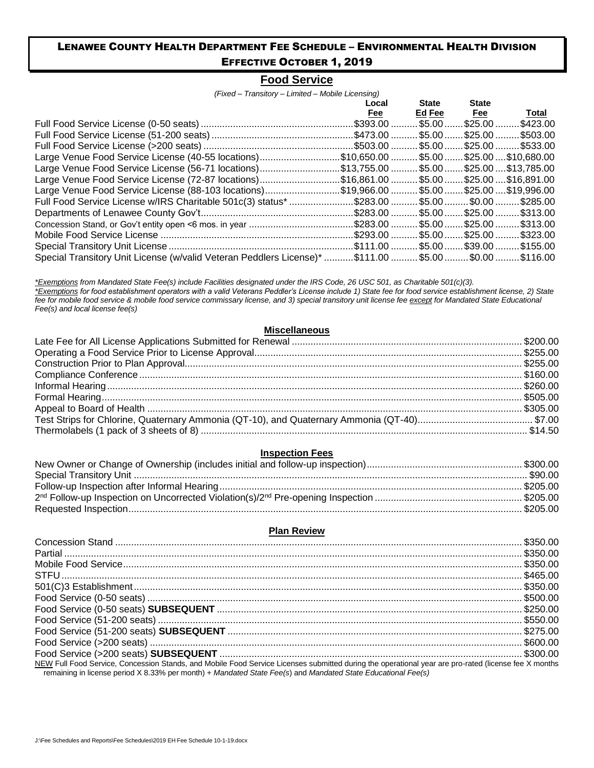# Lenawee County Health Department Fee Schedule – Environmental Health Division

## Effective October 1, 2019

### Food Service

*(Fixed – Transitory – Limited – Mobile Licensing)*

| | Local Fee | State Ed Fee | State Fee | Total |
|---|---|---|---|---|
| Full Food Service License (0-50 seats) | $393.00 | $5.00 | $25.00 | $423.00 |
| Full Food Service License (51-200 seats) | $473.00 | $5.00 | $25.00 | $503.00 |
| Full Food Service License (>200 seats) | $503.00 | $5.00 | $25.00 | $533.00 |
| Large Venue Food Service License (40-55 locations) | $10,650.00 | $5.00 | $25.00 | $10,680.00 |
| Large Venue Food Service License (56-71 locations) | $13,755.00 | $5.00 | $25.00 | $13,785.00 |
| Large Venue Food Service License (72-87 locations) | $16,861.00 | $5.00 | $25.00 | $16,891.00 |
| Large Venue Food Service License (88-103 locations) | $19,966.00 | $5.00 | $25.00 | $19,996.00 |
| Full Food Service License w/IRS Charitable 501c(3) status* | $283.00 | $5.00 | $0.00 | $285.00 |
| Departments of Lenawee County Gov't | $283.00 | $5.00 | $25.00 | $313.00 |
| Concession Stand, or Gov't entity open <6 mos. in year | $283.00 | $5.00 | $25.00 | $313.00 |
| Mobile Food Service License | $293.00 | $5.00 | $25.00 | $323.00 |
| Special Transitory Unit License | $111.00 | $5.00 | $39.00 | $155.00 |
| Special Transitory Unit License (w/valid Veteran Peddlers License)* | $111.00 | $5.00 | $0.00 | $116.00 |

*\*Exemptions from Mandated State Fee(s) include Facilities designated under the IRS Code, 26 USC 501, as Charitable 501(c)(3).*
*\*Exemptions for food establishment operators with a valid Veterans Peddler's License include 1) State fee for food service establishment license, 2) State fee for mobile food service & mobile food service commissary license, and 3) special transitory unit license fee except for Mandated State Educational Fee(s) and local license fee(s)*

### Miscellaneous

| | |
|---|---|
| Late Fee for All License Applications Submitted for Renewal | $200.00 |
| Operating a Food Service Prior to License Approval | $255.00 |
| Construction Prior to Plan Approval | $255.00 |
| Compliance Conference | $160.00 |
| Informal Hearing | $260.00 |
| Formal Hearing | $505.00 |
| Appeal to Board of Health | $305.00 |
| Test Strips for Chlorine, Quaternary Ammonia (QT-10), and Quaternary Ammonia (QT-40) | $7.00 |
| Thermolabels (1 pack of 3 sheets of 8) | $14.50 |

### Inspection Fees

| | |
|---|---|
| New Owner or Change of Ownership (includes initial and follow-up inspection) | $300.00 |
| Special Transitory Unit | $90.00 |
| Follow-up Inspection after Informal Hearing | $205.00 |
| 2nd Follow-up Inspection on Uncorrected Violation(s)/2nd Pre-opening Inspection | $205.00 |
| Requested Inspection | $205.00 |

### Plan Review

| | |
|---|---|
| Concession Stand | $350.00 |
| Partial | $350.00 |
| Mobile Food Service | $350.00 |
| STFU | $465.00 |
| 501(C)3 Establishment | $350.00 |
| Food Service (0-50 seats) | $500.00 |
| Food Service (0-50 seats) **SUBSEQUENT** | $250.00 |
| Food Service (51-200 seats) | $550.00 |
| Food Service (51-200 seats) **SUBSEQUENT** | $275.00 |
| Food Service (>200 seats) | $600.00 |
| Food Service (>200 seats) **SUBSEQUENT** | $300.00 |

NEW Full Food Service, Concession Stands, and Mobile Food Service Licenses submitted during the operational year are pro-rated (license fee X months remaining in license period X 8.33% per month) + *Mandated State Fee(s)* and *Mandated State Educational Fee(s)*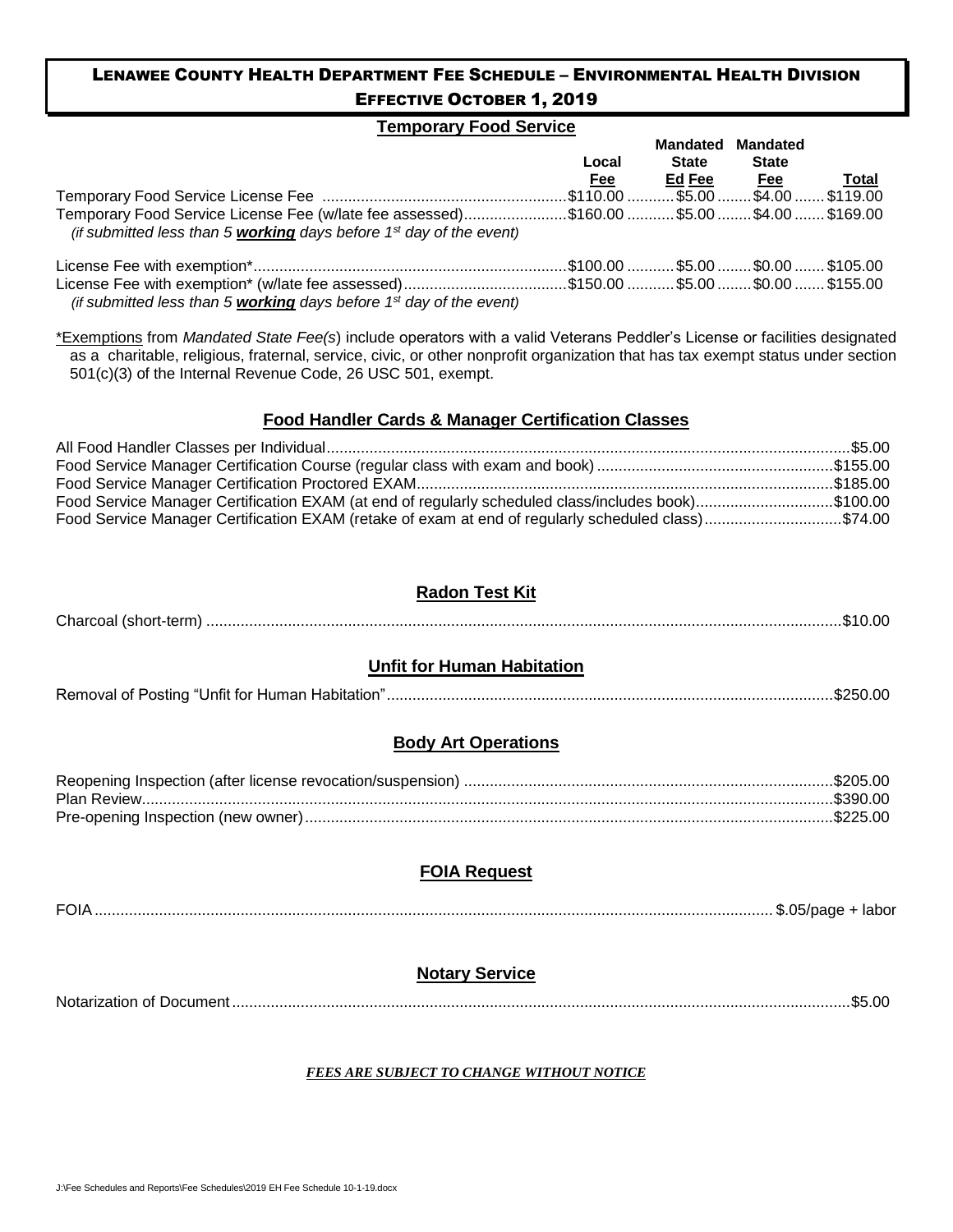# Lenawee County Health Department Fee Schedule – Environmental Health Division

## Effective October 1, 2019

### Temporary Food Service

| | Local Fee | Mandated State Ed Fee | Mandated State Fee | Total |
|---|---|---|---|---|
| Temporary Food Service License Fee | $110.00 | $5.00 | $4.00 | $119.00 |
| Temporary Food Service License Fee (w/late fee assessed) *(if submitted less than 5* ***working*** *days before 1st day of the event)* | $160.00 | $5.00 | $4.00 | $169.00 |
| License Fee with exemption* | $100.00 | $5.00 | $0.00 | $105.00 |
| License Fee with exemption* (w/late fee assessed) *(if submitted less than 5* ***working*** *days before 1st day of the event)* | $150.00 | $5.00 | $0.00 | $155.00 |

*Exemptions from *Mandated State Fee(s)* include operators with a valid Veterans Peddler's License or facilities designated as a charitable, religious, fraternal, service, civic, or other nonprofit organization that has tax exempt status under section 501(c)(3) of the Internal Revenue Code, 26 USC 501, exempt.

### Food Handler Cards & Manager Certification Classes

| | |
|---|---|
| All Food Handler Classes per Individual | $5.00 |
| Food Service Manager Certification Course (regular class with exam and book) | $155.00 |
| Food Service Manager Certification Proctored EXAM | $185.00 |
| Food Service Manager Certification EXAM (at end of regularly scheduled class/includes book) | $100.00 |
| Food Service Manager Certification EXAM (retake of exam at end of regularly scheduled class) | $74.00 |

### Radon Test Kit

| | |
|---|---|
| Charcoal (short-term) | $10.00 |

### Unfit for Human Habitation

| | |
|---|---|
| Removal of Posting "Unfit for Human Habitation" | $250.00 |

### Body Art Operations

| | |
|---|---|
| Reopening Inspection (after license revocation/suspension) | $205.00 |
| Plan Review | $390.00 |
| Pre-opening Inspection (new owner) | $225.00 |

### FOIA Request

| | |
|---|---|
| FOIA | $.05/page + labor |

### Notary Service

| | |
|---|---|
| Notarization of Document | $5.00 |

***FEES ARE SUBJECT TO CHANGE WITHOUT NOTICE***

J:\Fee Schedules and Reports\Fee Schedules\2019 EH Fee Schedule 10-1-19.docx